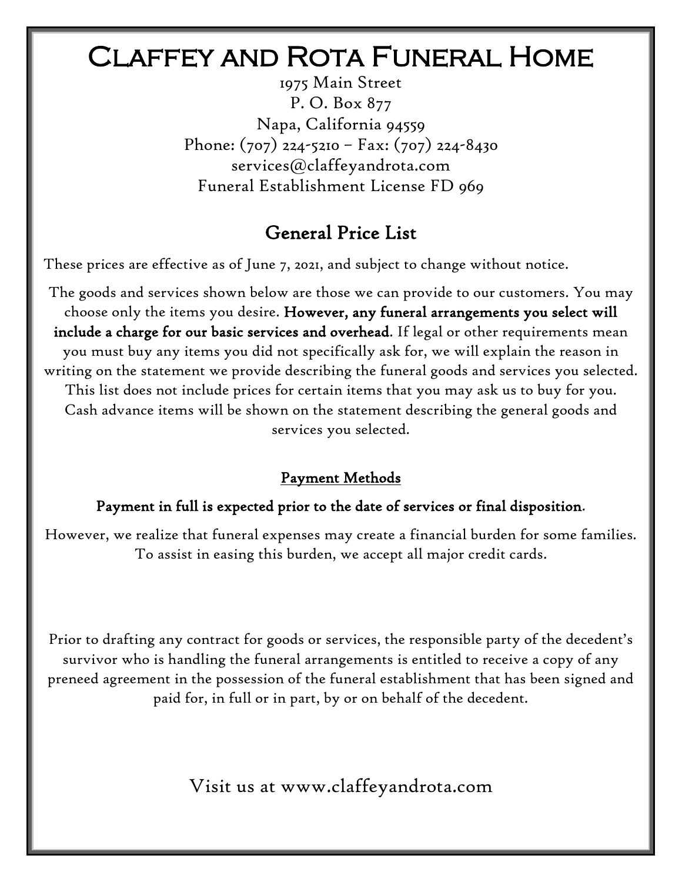# Claffey and Rota Funeral Home

1975 Main Street
P. O. Box 877
Napa, California 94559
Phone: (707) 224-5210 – Fax: (707) 224-8430
services@claffeyandrota.com
Funeral Establishment License FD 969

## General Price List

These prices are effective as of June 7, 2021, and subject to change without notice.

The goods and services shown below are those we can provide to our customers. You may choose only the items you desire. **However, any funeral arrangements you select will include a charge for our basic services and overhead**. If legal or other requirements mean you must buy any items you did not specifically ask for, we will explain the reason in writing on the statement we provide describing the funeral goods and services you selected. This list does not include prices for certain items that you may ask us to buy for you. Cash advance items will be shown on the statement describing the general goods and services you selected.

### Payment Methods

**Payment in full is expected prior to the date of services or final disposition**.

However, we realize that funeral expenses may create a financial burden for some families. To assist in easing this burden, we accept all major credit cards.

Prior to drafting any contract for goods or services, the responsible party of the decedent's survivor who is handling the funeral arrangements is entitled to receive a copy of any preneed agreement in the possession of the funeral establishment that has been signed and paid for, in full or in part, by or on behalf of the decedent.

Visit us at www.claffeyandrota.com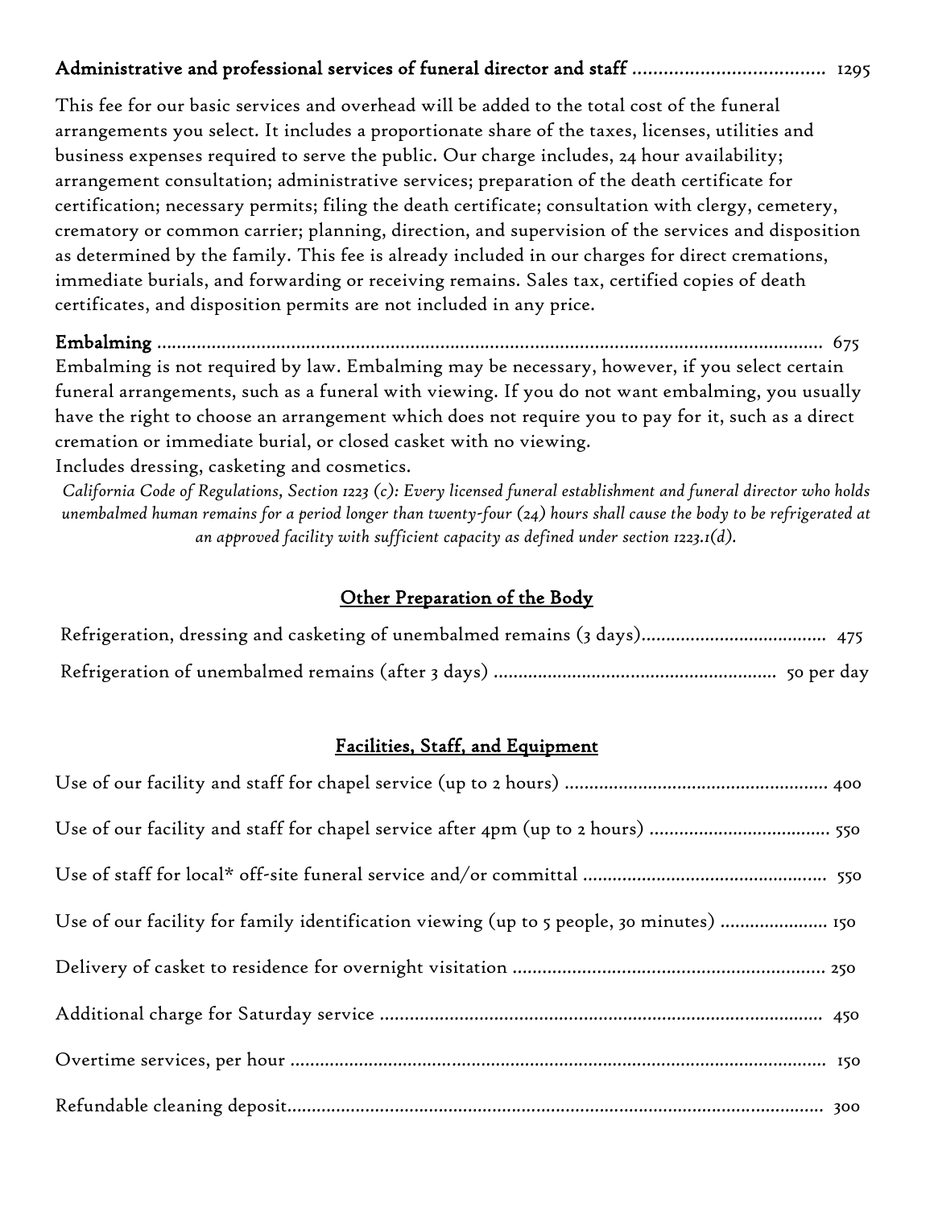**Administrative and professional services of funeral director and staff** .................................... 1295

This fee for our basic services and overhead will be added to the total cost of the funeral arrangements you select. It includes a proportionate share of the taxes, licenses, utilities and business expenses required to serve the public. Our charge includes, 24 hour availability; arrangement consultation; administrative services; preparation of the death certificate for certification; necessary permits; filing the death certificate; consultation with clergy, cemetery, crematory or common carrier; planning, direction, and supervision of the services and disposition as determined by the family. This fee is already included in our charges for direct cremations, immediate burials, and forwarding or receiving remains. Sales tax, certified copies of death certificates, and disposition permits are not included in any price.

**Embalming** ........................................................................................................................ 675

Embalming is not required by law. Embalming may be necessary, however, if you select certain funeral arrangements, such as a funeral with viewing. If you do not want embalming, you usually have the right to choose an arrangement which does not require you to pay for it, such as a direct cremation or immediate burial, or closed casket with no viewing.

Includes dressing, casketing and cosmetics.

*California Code of Regulations, Section 1223 (c): Every licensed funeral establishment and funeral director who holds unembalmed human remains for a period longer than twenty-four (24) hours shall cause the body to be refrigerated at an approved facility with sufficient capacity as defined under section 1223.1(d).*

## Other Preparation of the Body

Refrigeration, dressing and casketing of unembalmed remains (3 days)..................................... 475

Refrigeration of unembalmed remains (after 3 days) ......................................................... 50 per day

## Facilities, Staff, and Equipment

Use of our facility and staff for chapel service (up to 2 hours) ..................................................... 400

Use of our facility and staff for chapel service after 4pm (up to 2 hours) .................................... 550

Use of staff for local* off-site funeral service and/or committal ................................................. 550

Use of our facility for family identification viewing (up to 5 people, 30 minutes) ..................... 150

Delivery of casket to residence for overnight visitation .............................................................. 250

Additional charge for Saturday service ........................................................................................ 450

Overtime services, per hour ............................................................................................................ 150

Refundable cleaning deposit............................................................................................................ 300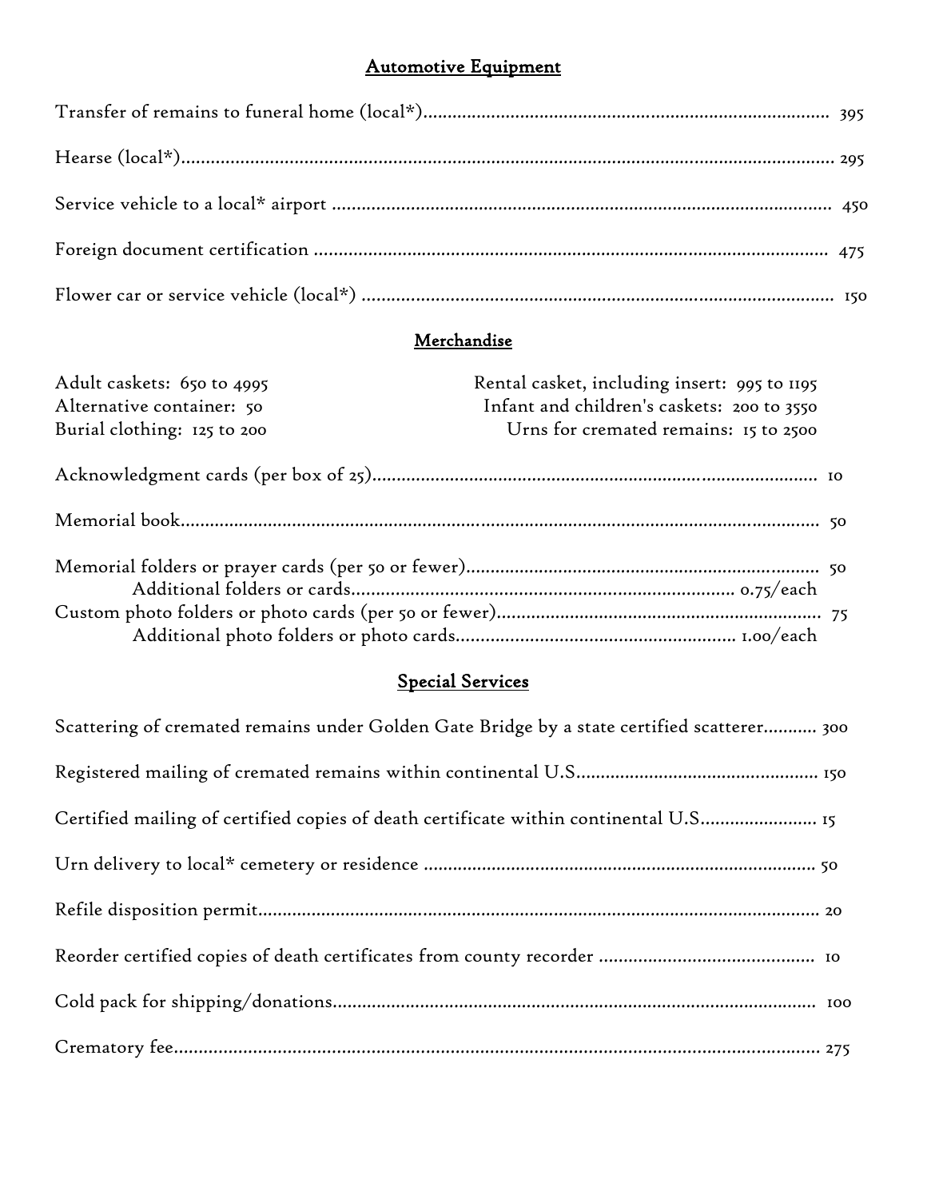## Automotive Equipment

Transfer of remains to funeral home (local*)................................................................................... 395

Hearse (local*).................................................................................................................................... 295

Service vehicle to a local* airport ....................................................................................................... 450

Foreign document certification .......................................................................................................... 475

Flower car or service vehicle (local*) ................................................................................................. 150

## Merchandise

Adult caskets: 650 to 4995
Alternative container: 50
Burial clothing: 125 to 200
Rental casket, including insert: 995 to 1195
Infant and children's caskets: 200 to 3550
Urns for cremated remains: 15 to 2500

Acknowledgment cards (per box of 25)............................................................................................ 10

Memorial book.................................................................................................................................... 50

Memorial folders or prayer cards (per 50 or fewer)........................................................................... 50
Additional folders or cards.............................................................................. 0.75/each
Custom photo folders or photo cards (per 50 or fewer)...................................................................... 75
Additional photo folders or photo cards......................................................... 1.00/each

## Special Services

Scattering of cremated remains under Golden Gate Bridge by a state certified scatterer........... 300

Registered mailing of cremated remains within continental U.S.................................................. 150

Certified mailing of certified copies of death certificate within continental U.S....................... 15

Urn delivery to local* cemetery or residence ................................................................................ 50

Refile disposition permit.................................................................................................................. 20

Reorder certified copies of death certificates from county recorder ............................................ 10

Cold pack for shipping/donations.................................................................................................... 100

Crematory fee.................................................................................................................................... 275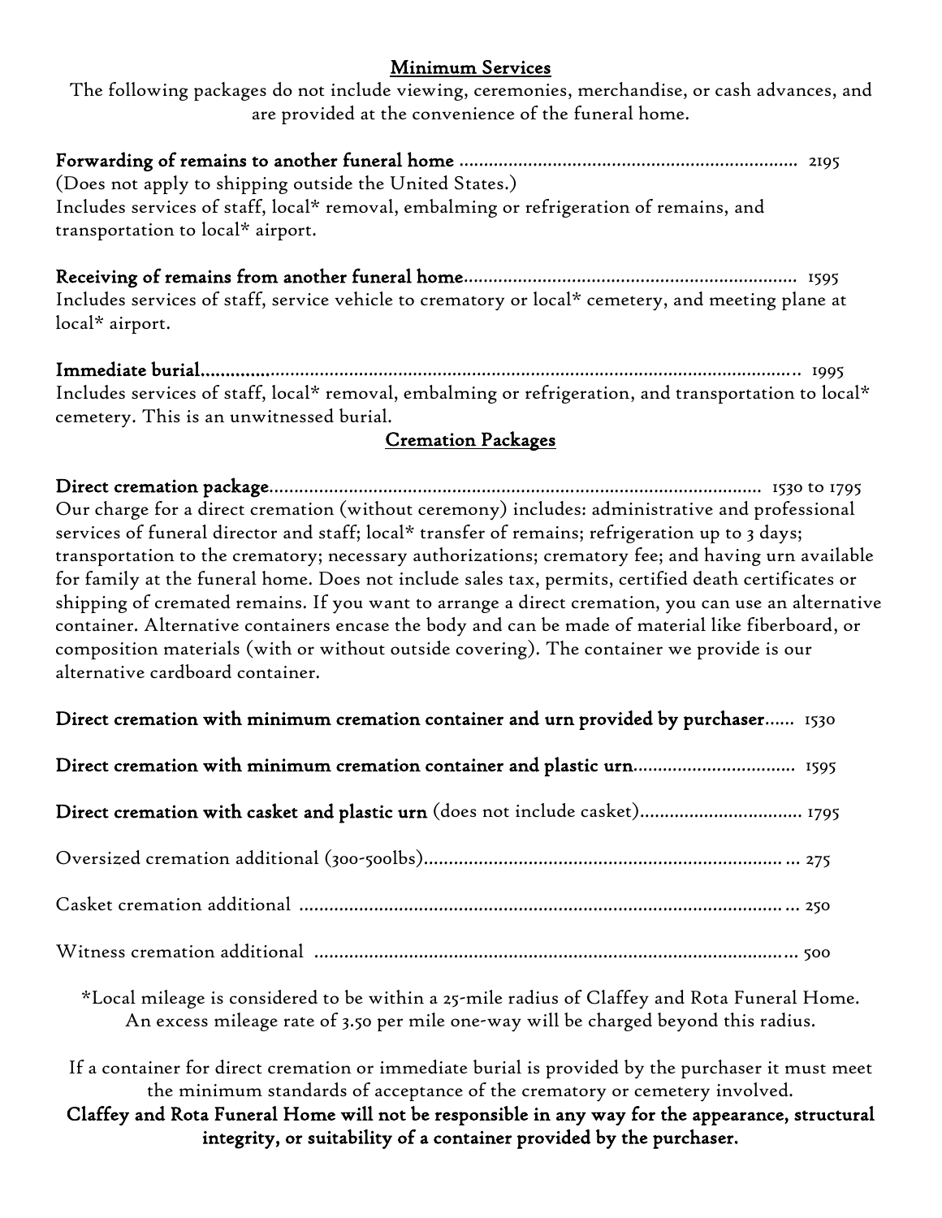## Minimum Services

The following packages do not include viewing, ceremonies, merchandise, or cash advances, and are provided at the convenience of the funeral home.

**Forwarding of remains to another funeral home** ...................................................................... 2195
(Does not apply to shipping outside the United States.)
Includes services of staff, local* removal, embalming or refrigeration of remains, and transportation to local* airport.

**Receiving of remains from another funeral home**.................................................................... 1595
Includes services of staff, service vehicle to crematory or local* cemetery, and meeting plane at local* airport.

**Immediate burial**................................................................................................................... 1995
Includes services of staff, local* removal, embalming or refrigeration, and transportation to local* cemetery. This is an unwitnessed burial.

## Cremation Packages

**Direct cremation package**.................................................................................................... 1530 to 1795
Our charge for a direct cremation (without ceremony) includes: administrative and professional services of funeral director and staff; local* transfer of remains; refrigeration up to 3 days; transportation to the crematory; necessary authorizations; crematory fee; and having urn available for family at the funeral home. Does not include sales tax, permits, certified death certificates or shipping of cremated remains. If you want to arrange a direct cremation, you can use an alternative container. Alternative containers encase the body and can be made of material like fiberboard, or composition materials (with or without outside covering). The container we provide is our alternative cardboard container.

**Direct cremation with minimum cremation container and urn provided by purchaser**...... 1530

**Direct cremation with minimum cremation container and plastic urn**................................. 1595

**Direct cremation with casket and plastic urn** (does not include casket)................................. 1795

Oversized cremation additional (300-500lbs)........................................................................ 275

Casket cremation additional .................................................................................................. 250

Witness cremation additional ................................................................................................. 500

*Local mileage is considered to be within a 25-mile radius of Claffey and Rota Funeral Home. An excess mileage rate of 3.50 per mile one-way will be charged beyond this radius.

If a container for direct cremation or immediate burial is provided by the purchaser it must meet the minimum standards of acceptance of the crematory or cemetery involved.

**Claffey and Rota Funeral Home will not be responsible in any way for the appearance, structural integrity, or suitability of a container provided by the purchaser.**